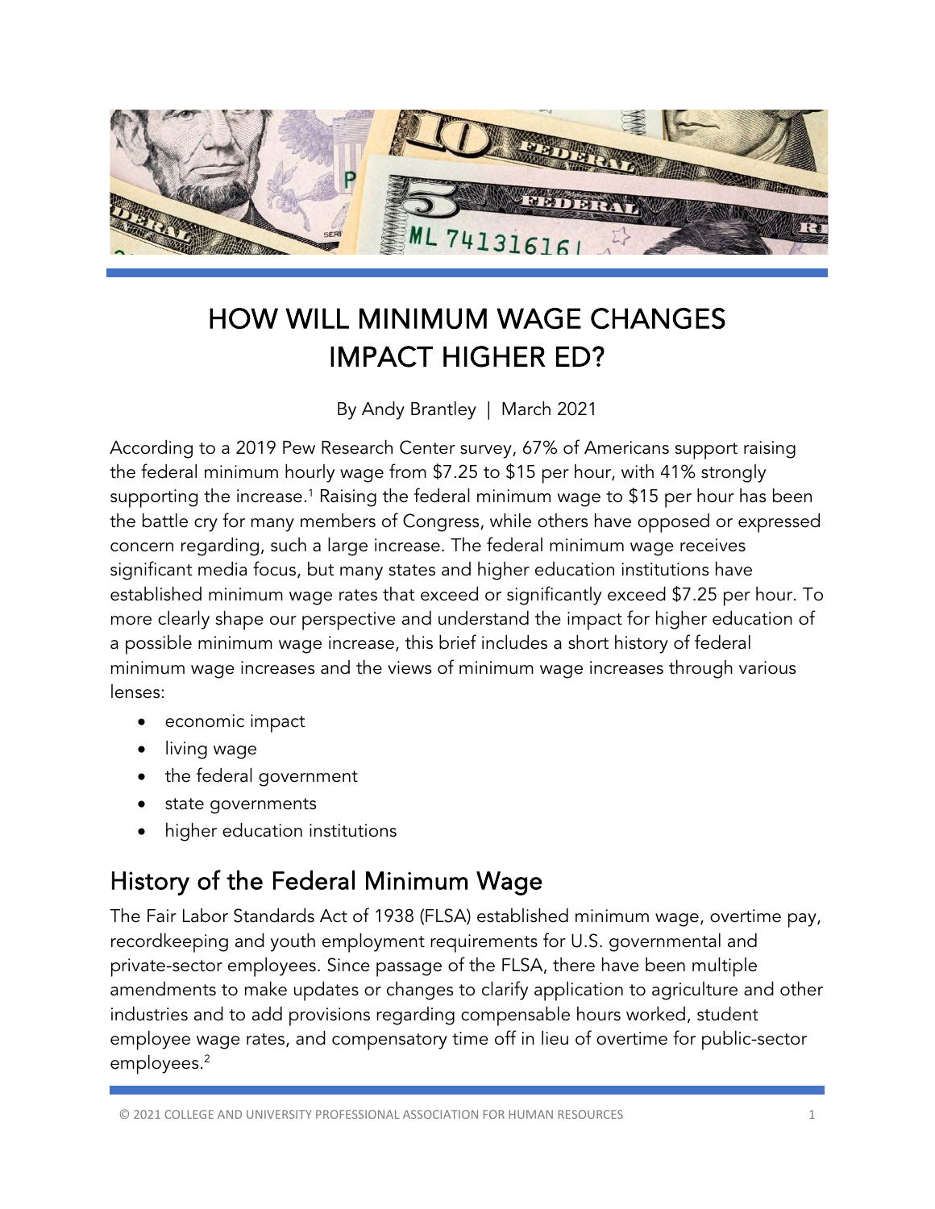# HOW WILL MINIMUM WAGE CHANGES IMPACT HIGHER ED?

By Andy Brantley | March 2021

According to a 2019 Pew Research Center survey, 67% of Americans support raising the federal minimum hourly wage from $7.25 to $15 per hour, with 41% strongly supporting the increase.[1] Raising the federal minimum wage to $15 per hour has been the battle cry for many members of Congress, while others have opposed or expressed concern regarding, such a large increase. The federal minimum wage receives significant media focus, but many states and higher education institutions have established minimum wage rates that exceed or significantly exceed $7.25 per hour. To more clearly shape our perspective and understand the impact for higher education of a possible minimum wage increase, this brief includes a short history of federal minimum wage increases and the views of minimum wage increases through various lenses:

- economic impact
- living wage
- the federal government
- state governments
- higher education institutions

## History of the Federal Minimum Wage

The Fair Labor Standards Act of 1938 (FLSA) established minimum wage, overtime pay, recordkeeping and youth employment requirements for U.S. governmental and private-sector employees. Since passage of the FLSA, there have been multiple amendments to make updates or changes to clarify application to agriculture and other industries and to add provisions regarding compensable hours worked, student employee wage rates, and compensatory time off in lieu of overtime for public-sector employees.[2]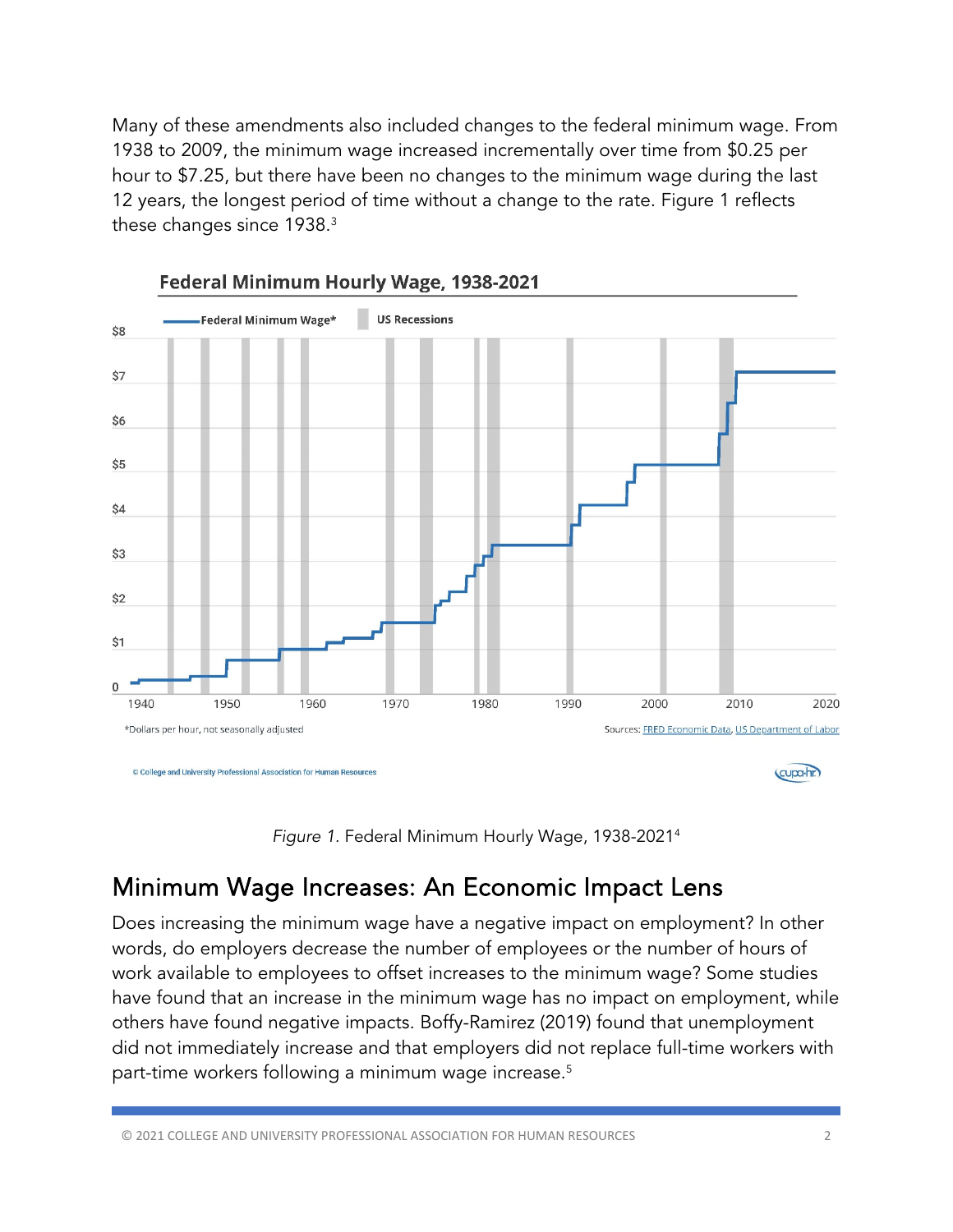Many of these amendments also included changes to the federal minimum wage. From 1938 to 2009, the minimum wage increased incrementally over time from $0.25 per hour to $7.25, but there have been no changes to the minimum wage during the last 12 years, the longest period of time without a change to the rate. Figure 1 reflects these changes since 1938.[3]

*Figure 1.* Federal Minimum Hourly Wage, 1938-2021[4]

## Minimum Wage Increases: An Economic Impact Lens

Does increasing the minimum wage have a negative impact on employment? In other words, do employers decrease the number of employees or the number of hours of work available to employees to offset increases to the minimum wage? Some studies have found that an increase in the minimum wage has no impact on employment, while others have found negative impacts. Boffy-Ramirez (2019) found that unemployment did not immediately increase and that employers did not replace full-time workers with part-time workers following a minimum wage increase.[5]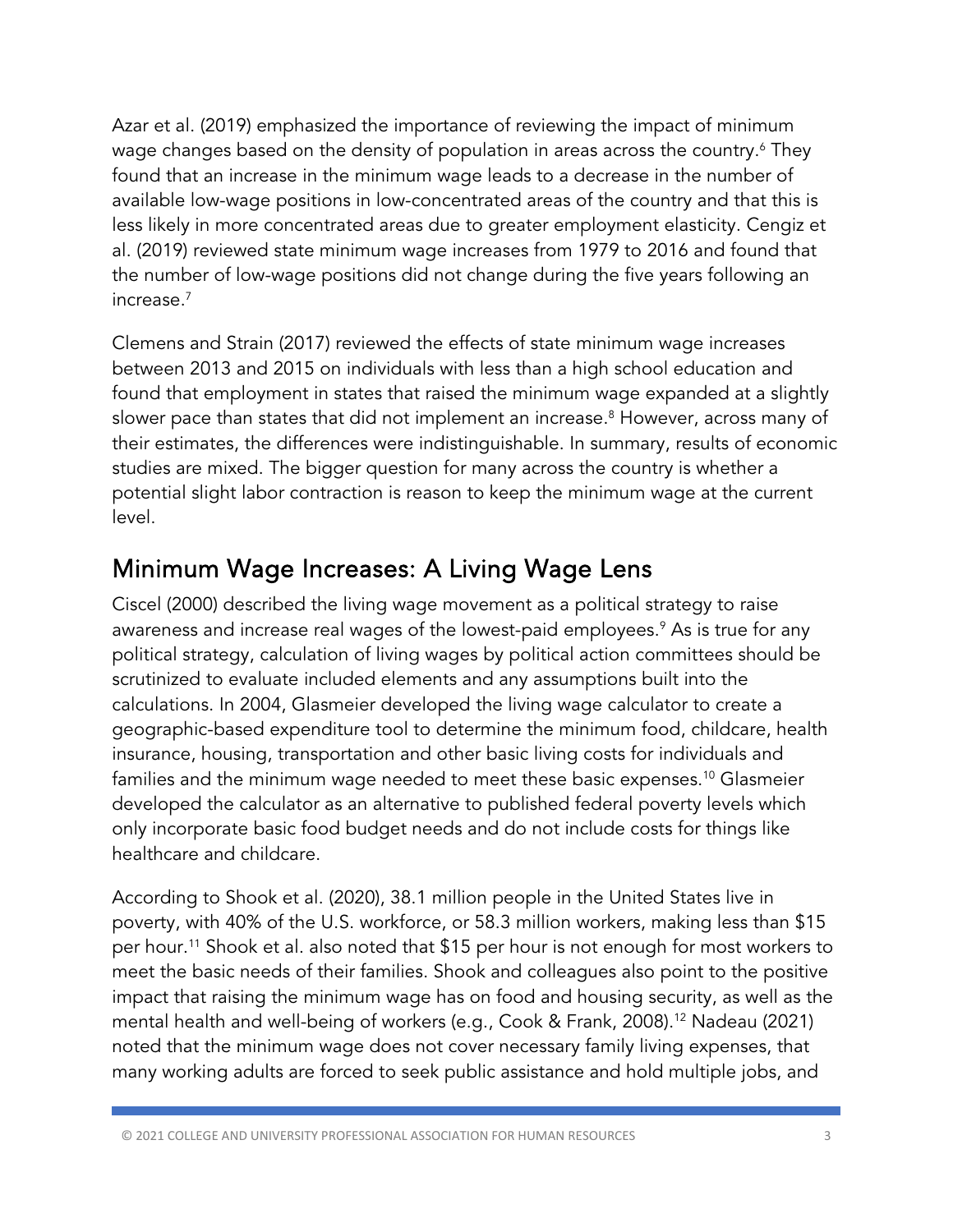Azar et al. (2019) emphasized the importance of reviewing the impact of minimum wage changes based on the density of population in areas across the country.[6] They found that an increase in the minimum wage leads to a decrease in the number of available low-wage positions in low-concentrated areas of the country and that this is less likely in more concentrated areas due to greater employment elasticity. Cengiz et al. (2019) reviewed state minimum wage increases from 1979 to 2016 and found that the number of low-wage positions did not change during the five years following an increase.[7]

Clemens and Strain (2017) reviewed the effects of state minimum wage increases between 2013 and 2015 on individuals with less than a high school education and found that employment in states that raised the minimum wage expanded at a slightly slower pace than states that did not implement an increase.[8] However, across many of their estimates, the differences were indistinguishable. In summary, results of economic studies are mixed. The bigger question for many across the country is whether a potential slight labor contraction is reason to keep the minimum wage at the current level.

## Minimum Wage Increases: A Living Wage Lens

Ciscel (2000) described the living wage movement as a political strategy to raise awareness and increase real wages of the lowest-paid employees.[9] As is true for any political strategy, calculation of living wages by political action committees should be scrutinized to evaluate included elements and any assumptions built into the calculations. In 2004, Glasmeier developed the living wage calculator to create a geographic-based expenditure tool to determine the minimum food, childcare, health insurance, housing, transportation and other basic living costs for individuals and families and the minimum wage needed to meet these basic expenses.[10] Glasmeier developed the calculator as an alternative to published federal poverty levels which only incorporate basic food budget needs and do not include costs for things like healthcare and childcare.

According to Shook et al. (2020), 38.1 million people in the United States live in poverty, with 40% of the U.S. workforce, or 58.3 million workers, making less than $15 per hour.[11] Shook et al. also noted that $15 per hour is not enough for most workers to meet the basic needs of their families. Shook and colleagues also point to the positive impact that raising the minimum wage has on food and housing security, as well as the mental health and well-being of workers (e.g., Cook & Frank, 2008).[12] Nadeau (2021) noted that the minimum wage does not cover necessary family living expenses, that many working adults are forced to seek public assistance and hold multiple jobs, and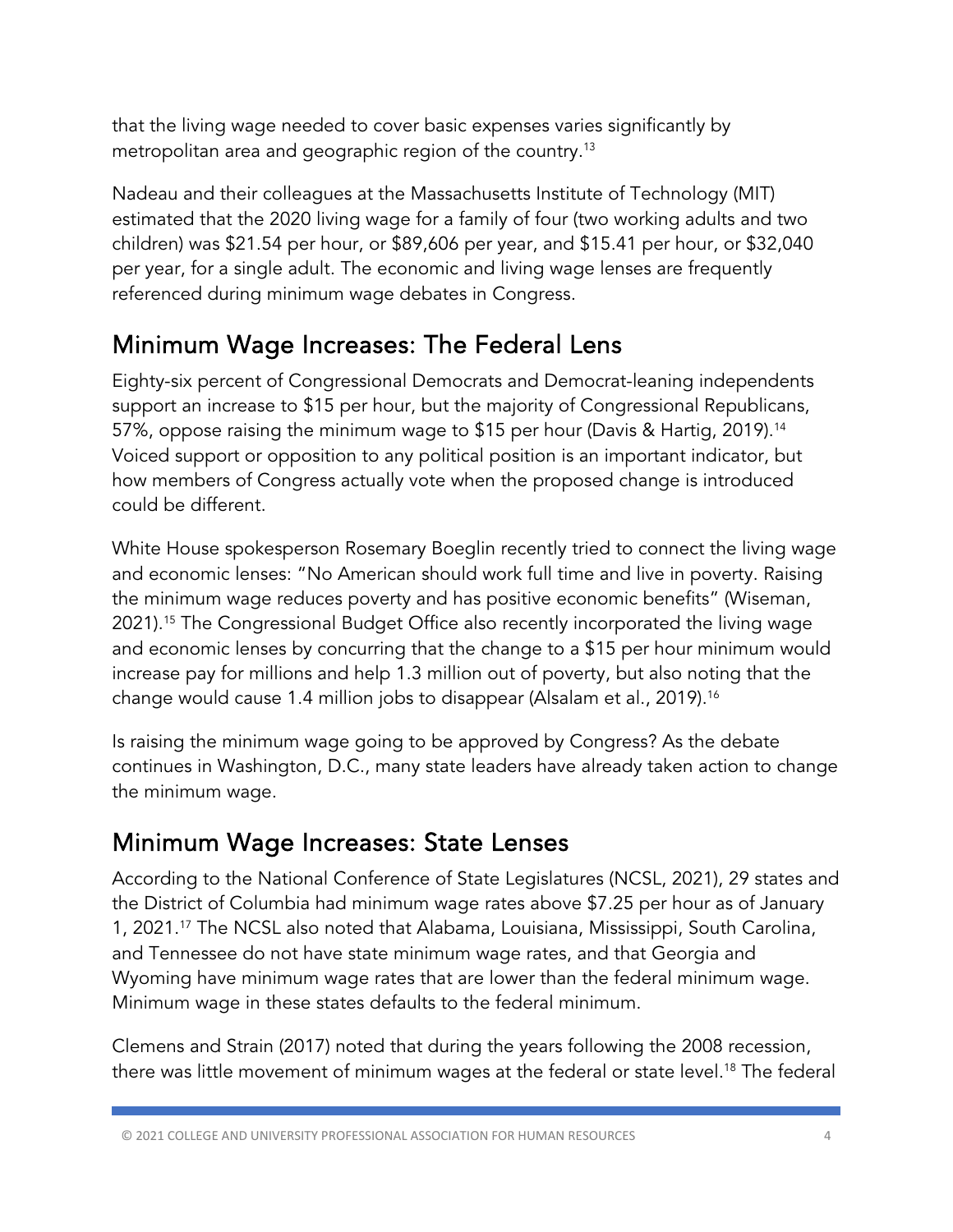that the living wage needed to cover basic expenses varies significantly by metropolitan area and geographic region of the country.[13]

Nadeau and their colleagues at the Massachusetts Institute of Technology (MIT) estimated that the 2020 living wage for a family of four (two working adults and two children) was $21.54 per hour, or $89,606 per year, and $15.41 per hour, or $32,040 per year, for a single adult. The economic and living wage lenses are frequently referenced during minimum wage debates in Congress.

## Minimum Wage Increases: The Federal Lens

Eighty-six percent of Congressional Democrats and Democrat-leaning independents support an increase to $15 per hour, but the majority of Congressional Republicans, 57%, oppose raising the minimum wage to $15 per hour (Davis & Hartig, 2019).[14] Voiced support or opposition to any political position is an important indicator, but how members of Congress actually vote when the proposed change is introduced could be different.

White House spokesperson Rosemary Boeglin recently tried to connect the living wage and economic lenses: "No American should work full time and live in poverty. Raising the minimum wage reduces poverty and has positive economic benefits" (Wiseman, 2021).[15] The Congressional Budget Office also recently incorporated the living wage and economic lenses by concurring that the change to a $15 per hour minimum would increase pay for millions and help 1.3 million out of poverty, but also noting that the change would cause 1.4 million jobs to disappear (Alsalam et al., 2019).[16]

Is raising the minimum wage going to be approved by Congress? As the debate continues in Washington, D.C., many state leaders have already taken action to change the minimum wage.

## Minimum Wage Increases: State Lenses

According to the National Conference of State Legislatures (NCSL, 2021), 29 states and the District of Columbia had minimum wage rates above $7.25 per hour as of January 1, 2021.[17] The NCSL also noted that Alabama, Louisiana, Mississippi, South Carolina, and Tennessee do not have state minimum wage rates, and that Georgia and Wyoming have minimum wage rates that are lower than the federal minimum wage. Minimum wage in these states defaults to the federal minimum.

Clemens and Strain (2017) noted that during the years following the 2008 recession, there was little movement of minimum wages at the federal or state level.[18] The federal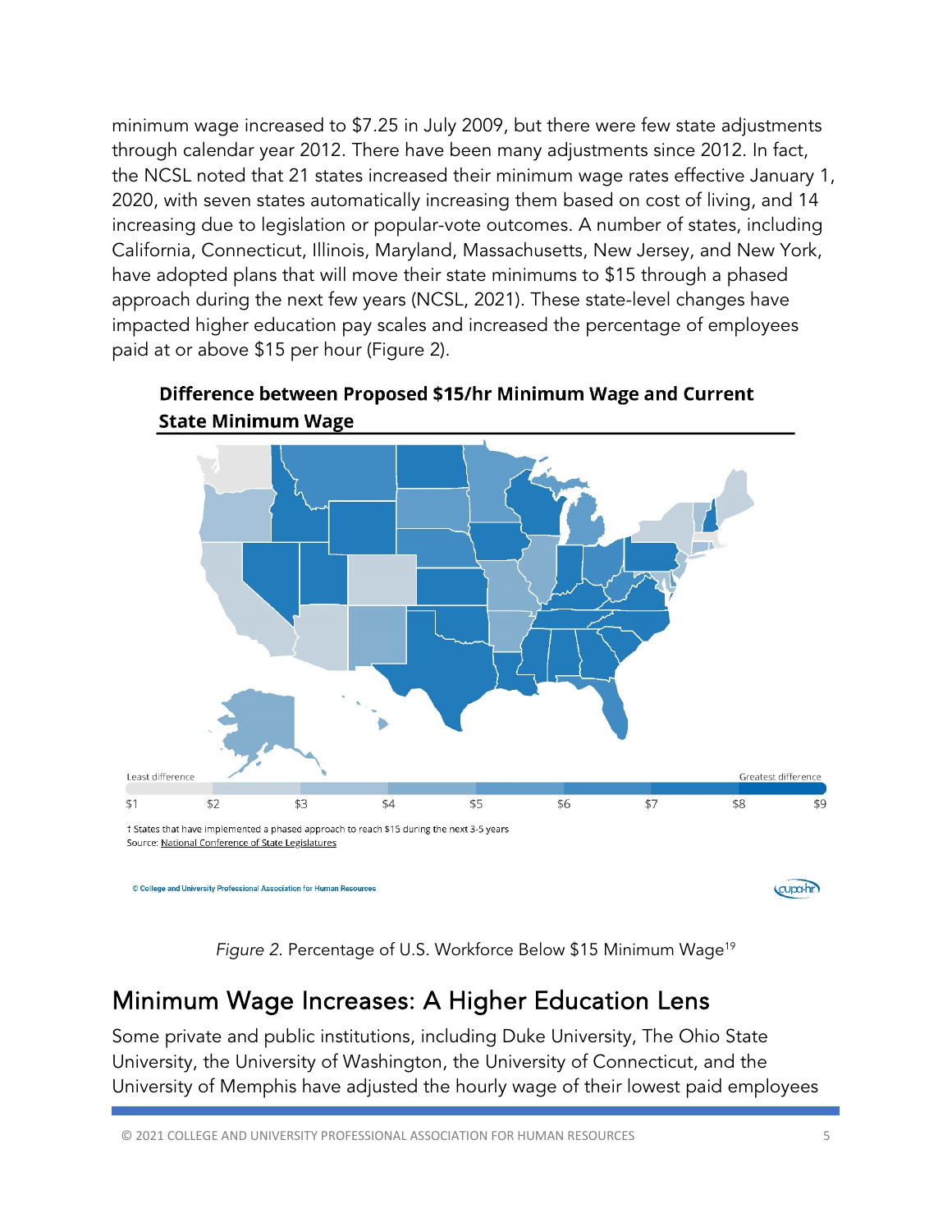minimum wage increased to $7.25 in July 2009, but there were few state adjustments through calendar year 2012. There have been many adjustments since 2012. In fact, the NCSL noted that 21 states increased their minimum wage rates effective January 1, 2020, with seven states automatically increasing them based on cost of living, and 14 increasing due to legislation or popular-vote outcomes. A number of states, including California, Connecticut, Illinois, Maryland, Massachusetts, New Jersey, and New York, have adopted plans that will move their state minimums to $15 through a phased approach during the next few years (NCSL, 2021). These state-level changes have impacted higher education pay scales and increased the percentage of employees paid at or above $15 per hour (Figure 2).

**Difference between Proposed $15/hr Minimum Wage and Current State Minimum Wage**

Least difference — Greatest difference

$1 $2 $3 $4 $5 $6 $7 $8 $9

† States that have implemented a phased approach to reach $15 during the next 3-5 years

Source: National Conference of State Legislatures

© College and University Professional Association for Human Resources

*Figure 2.* Percentage of U.S. Workforce Below $15 Minimum Wage[19]

## Minimum Wage Increases: A Higher Education Lens

Some private and public institutions, including Duke University, The Ohio State University, the University of Washington, the University of Connecticut, and the University of Memphis have adjusted the hourly wage of their lowest paid employees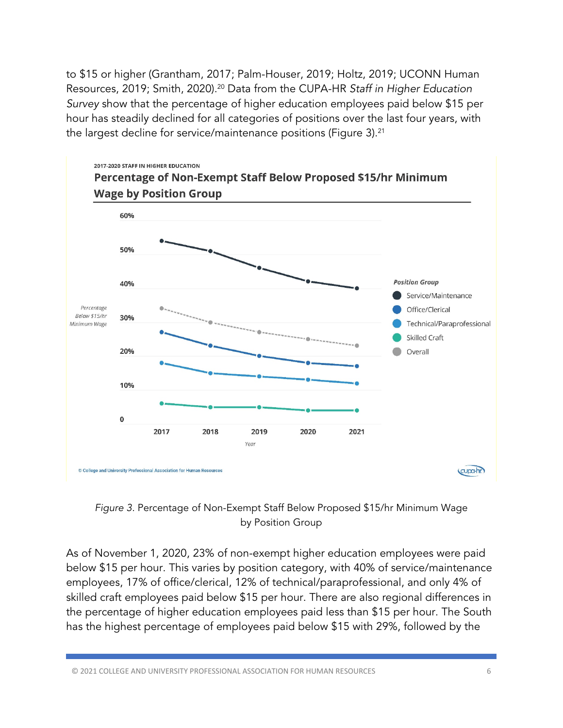to $15 or higher (Grantham, 2017; Palm-Houser, 2019; Holtz, 2019; UCONN Human Resources, 2019; Smith, 2020).[20] Data from the CUPA-HR *Staff in Higher Education Survey* show that the percentage of higher education employees paid below $15 per hour has steadily declined for all categories of positions over the last four years, with the largest decline for service/maintenance positions (Figure 3).[21]

*Figure 3*. Percentage of Non-Exempt Staff Below Proposed $15/hr Minimum Wage by Position Group

As of November 1, 2020, 23% of non-exempt higher education employees were paid below $15 per hour. This varies by position category, with 40% of service/maintenance employees, 17% of office/clerical, 12% of technical/paraprofessional, and only 4% of skilled craft employees paid below $15 per hour. There are also regional differences in the percentage of higher education employees paid less than $15 per hour. The South has the highest percentage of employees paid below $15 with 29%, followed by the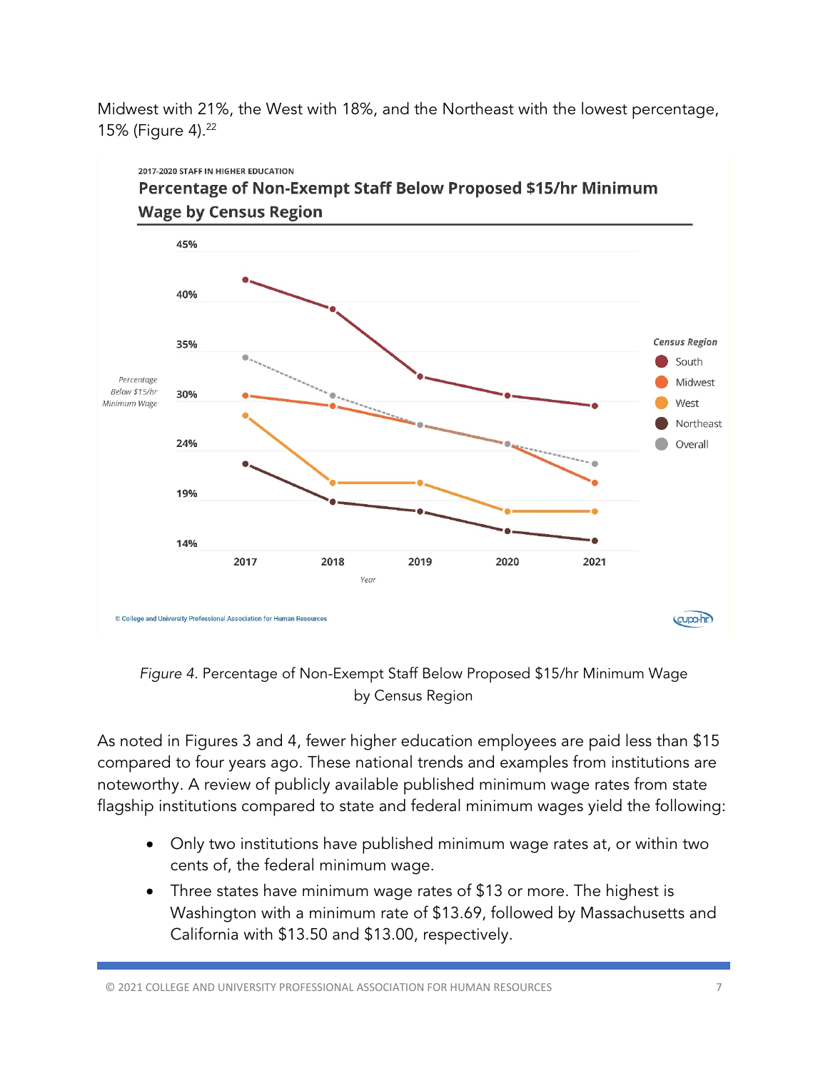Midwest with 21%, the West with 18%, and the Northeast with the lowest percentage, 15% (Figure 4).[22]

2017-2020 STAFF IN HIGHER EDUCATION

**Percentage of Non-Exempt Staff Below Proposed $15/hr Minimum Wage by Census Region**

*Figure 4*. Percentage of Non-Exempt Staff Below Proposed $15/hr Minimum Wage by Census Region

As noted in Figures 3 and 4, fewer higher education employees are paid less than $15 compared to four years ago. These national trends and examples from institutions are noteworthy. A review of publicly available published minimum wage rates from state flagship institutions compared to state and federal minimum wages yield the following:

- Only two institutions have published minimum wage rates at, or within two cents of, the federal minimum wage.
- Three states have minimum wage rates of $13 or more. The highest is Washington with a minimum rate of $13.69, followed by Massachusetts and California with $13.50 and $13.00, respectively.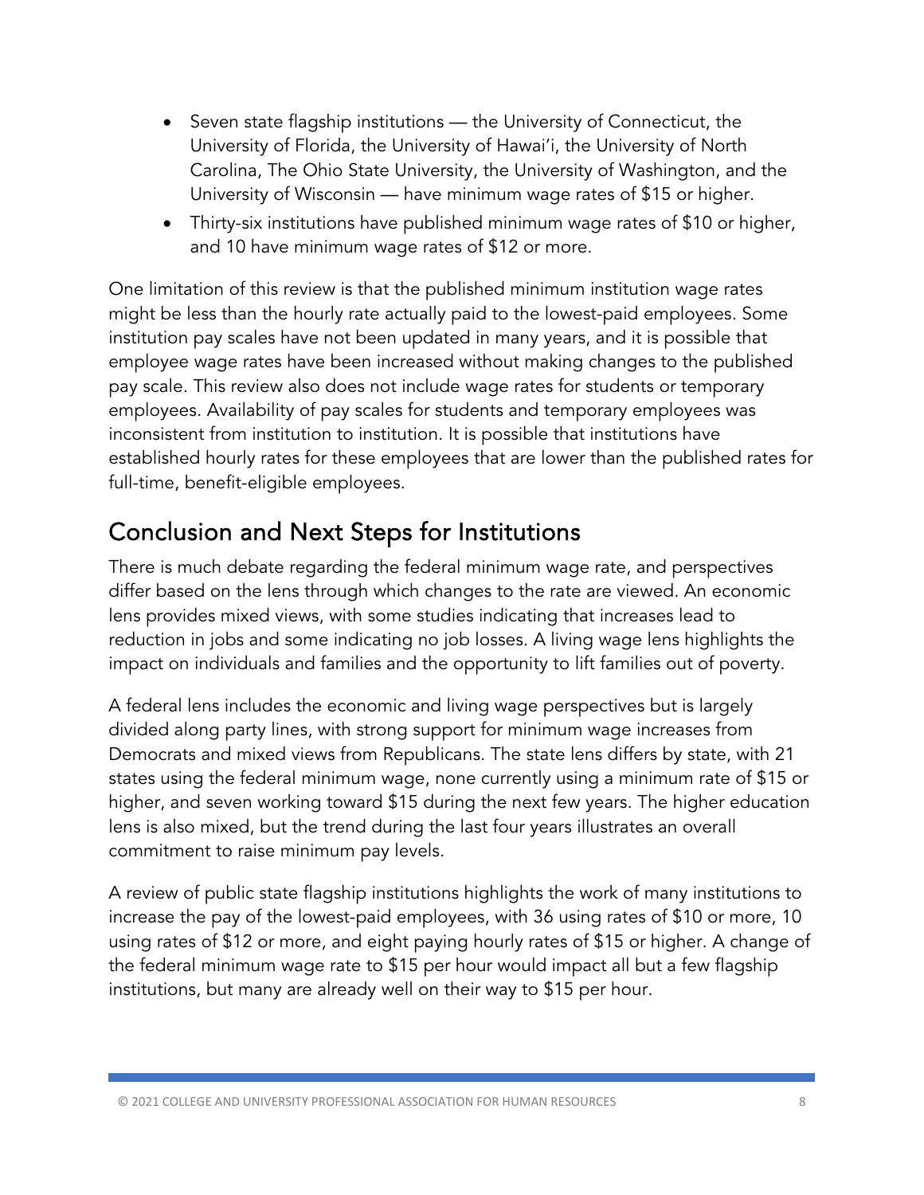- Seven state flagship institutions — the University of Connecticut, the University of Florida, the University of Hawai'i, the University of North Carolina, The Ohio State University, the University of Washington, and the University of Wisconsin — have minimum wage rates of $15 or higher.
- Thirty-six institutions have published minimum wage rates of $10 or higher, and 10 have minimum wage rates of $12 or more.

One limitation of this review is that the published minimum institution wage rates might be less than the hourly rate actually paid to the lowest-paid employees. Some institution pay scales have not been updated in many years, and it is possible that employee wage rates have been increased without making changes to the published pay scale. This review also does not include wage rates for students or temporary employees. Availability of pay scales for students and temporary employees was inconsistent from institution to institution. It is possible that institutions have established hourly rates for these employees that are lower than the published rates for full-time, benefit-eligible employees.

## Conclusion and Next Steps for Institutions

There is much debate regarding the federal minimum wage rate, and perspectives differ based on the lens through which changes to the rate are viewed. An economic lens provides mixed views, with some studies indicating that increases lead to reduction in jobs and some indicating no job losses. A living wage lens highlights the impact on individuals and families and the opportunity to lift families out of poverty.

A federal lens includes the economic and living wage perspectives but is largely divided along party lines, with strong support for minimum wage increases from Democrats and mixed views from Republicans. The state lens differs by state, with 21 states using the federal minimum wage, none currently using a minimum rate of $15 or higher, and seven working toward $15 during the next few years. The higher education lens is also mixed, but the trend during the last four years illustrates an overall commitment to raise minimum pay levels.

A review of public state flagship institutions highlights the work of many institutions to increase the pay of the lowest-paid employees, with 36 using rates of $10 or more, 10 using rates of $12 or more, and eight paying hourly rates of $15 or higher. A change of the federal minimum wage rate to $15 per hour would impact all but a few flagship institutions, but many are already well on their way to $15 per hour.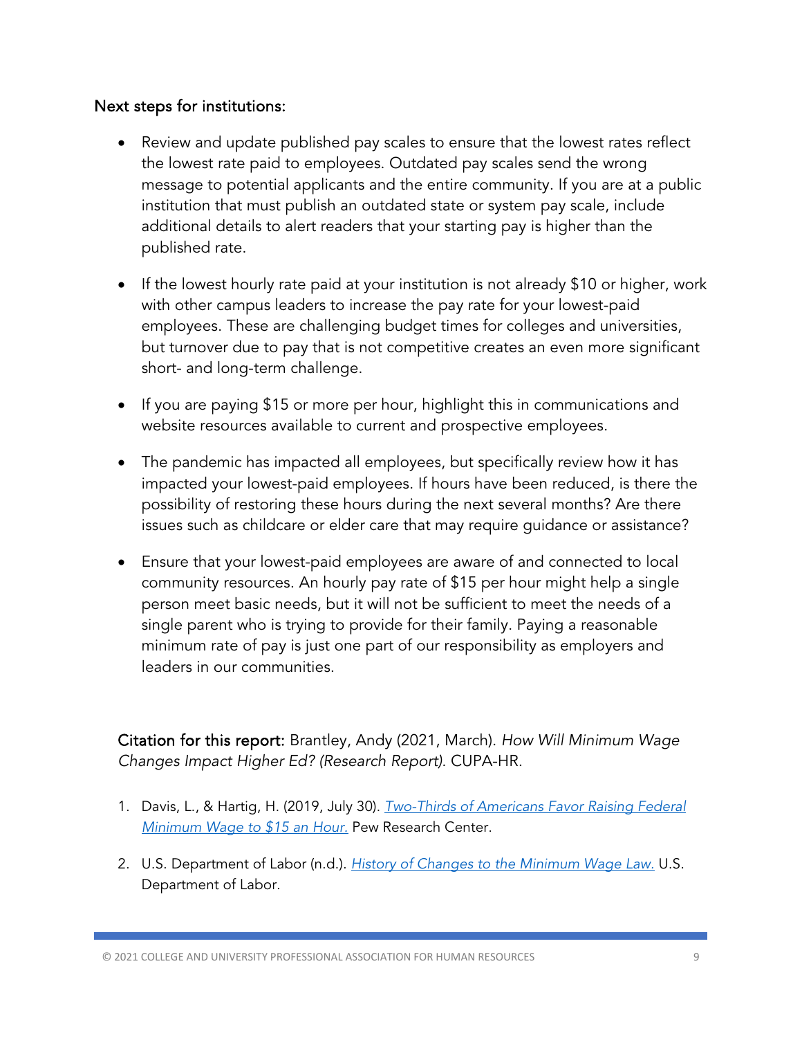Next steps for institutions:

- Review and update published pay scales to ensure that the lowest rates reflect the lowest rate paid to employees. Outdated pay scales send the wrong message to potential applicants and the entire community. If you are at a public institution that must publish an outdated state or system pay scale, include additional details to alert readers that your starting pay is higher than the published rate.

- If the lowest hourly rate paid at your institution is not already $10 or higher, work with other campus leaders to increase the pay rate for your lowest-paid employees. These are challenging budget times for colleges and universities, but turnover due to pay that is not competitive creates an even more significant short- and long-term challenge.

- If you are paying $15 or more per hour, highlight this in communications and website resources available to current and prospective employees.

- The pandemic has impacted all employees, but specifically review how it has impacted your lowest-paid employees. If hours have been reduced, is there the possibility of restoring these hours during the next several months? Are there issues such as childcare or elder care that may require guidance or assistance?

- Ensure that your lowest-paid employees are aware of and connected to local community resources. An hourly pay rate of $15 per hour might help a single person meet basic needs, but it will not be sufficient to meet the needs of a single parent who is trying to provide for their family. Paying a reasonable minimum rate of pay is just one part of our responsibility as employers and leaders in our communities.

Citation for this report: Brantley, Andy (2021, March). *How Will Minimum Wage Changes Impact Higher Ed? (Research Report).* CUPA-HR.

1. Davis, L., & Hartig, H. (2019, July 30). *Two-Thirds of Americans Favor Raising Federal Minimum Wage to $15 an Hour.* Pew Research Center.

2. U.S. Department of Labor (n.d.). *History of Changes to the Minimum Wage Law.* U.S. Department of Labor.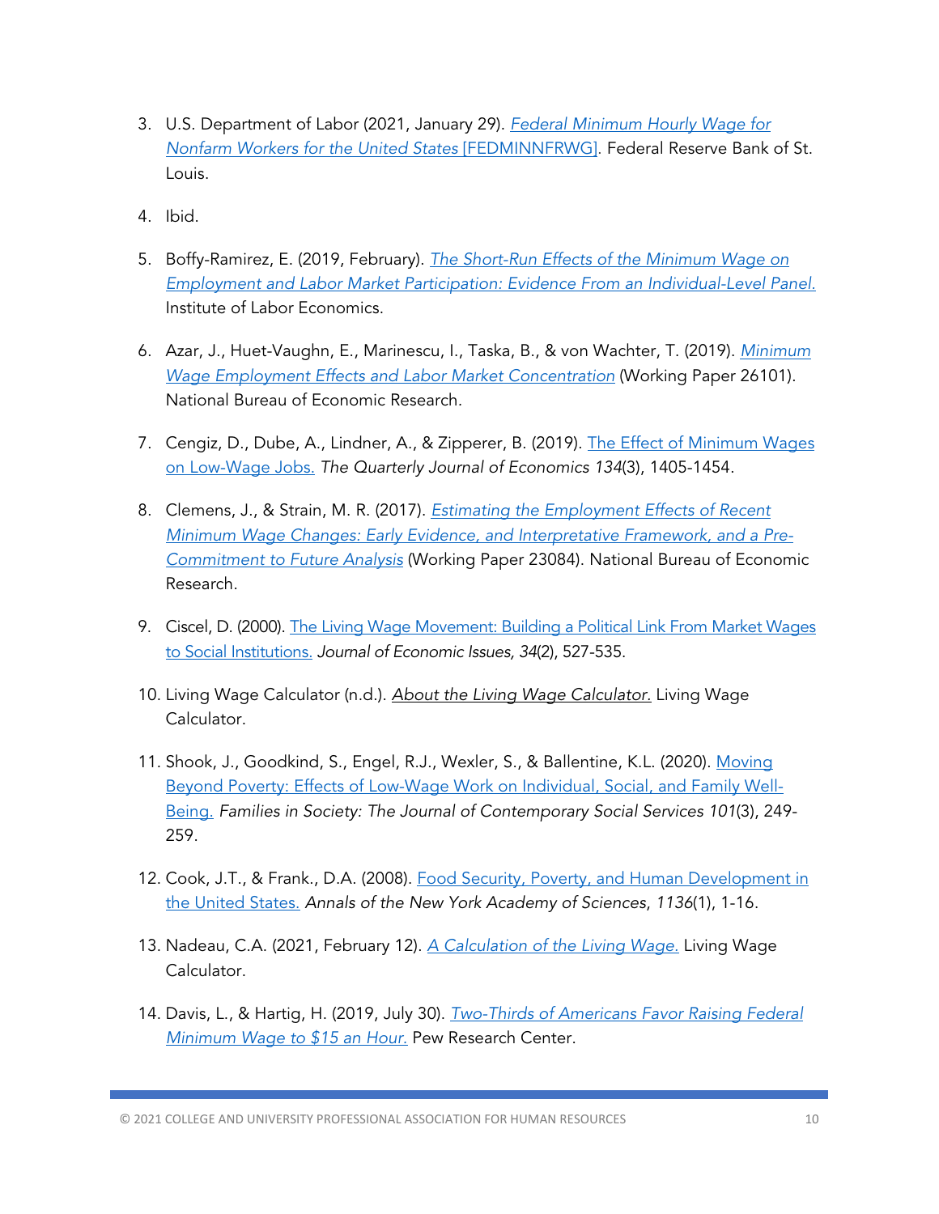3. U.S. Department of Labor (2021, January 29). *Federal Minimum Hourly Wage for Nonfarm Workers for the United States* [FEDMINNFRWG]. Federal Reserve Bank of St. Louis.

4. Ibid.

5. Boffy-Ramirez, E. (2019, February). *The Short-Run Effects of the Minimum Wage on Employment and Labor Market Participation: Evidence From an Individual-Level Panel.* Institute of Labor Economics.

6. Azar, J., Huet-Vaughn, E., Marinescu, I., Taska, B., & von Wachter, T. (2019). *Minimum Wage Employment Effects and Labor Market Concentration* (Working Paper 26101). National Bureau of Economic Research.

7. Cengiz, D., Dube, A., Lindner, A., & Zipperer, B. (2019). The Effect of Minimum Wages on Low-Wage Jobs. *The Quarterly Journal of Economics 134*(3), 1405-1454.

8. Clemens, J., & Strain, M. R. (2017). *Estimating the Employment Effects of Recent Minimum Wage Changes: Early Evidence, and Interpretative Framework, and a Pre-Commitment to Future Analysis* (Working Paper 23084). National Bureau of Economic Research.

9. Ciscel, D. (2000). The Living Wage Movement: Building a Political Link From Market Wages to Social Institutions. *Journal of Economic Issues, 34*(2), 527-535.

10. Living Wage Calculator (n.d.). *About the Living Wage Calculator.* Living Wage Calculator.

11. Shook, J., Goodkind, S., Engel, R.J., Wexler, S., & Ballentine, K.L. (2020). Moving Beyond Poverty: Effects of Low-Wage Work on Individual, Social, and Family Well-Being. *Families in Society: The Journal of Contemporary Social Services 101*(3), 249-259.

12. Cook, J.T., & Frank., D.A. (2008). Food Security, Poverty, and Human Development in the United States. *Annals of the New York Academy of Sciences*, *1136*(1), 1-16.

13. Nadeau, C.A. (2021, February 12). *A Calculation of the Living Wage.* Living Wage Calculator.

14. Davis, L., & Hartig, H. (2019, July 30). *Two-Thirds of Americans Favor Raising Federal Minimum Wage to $15 an Hour.* Pew Research Center.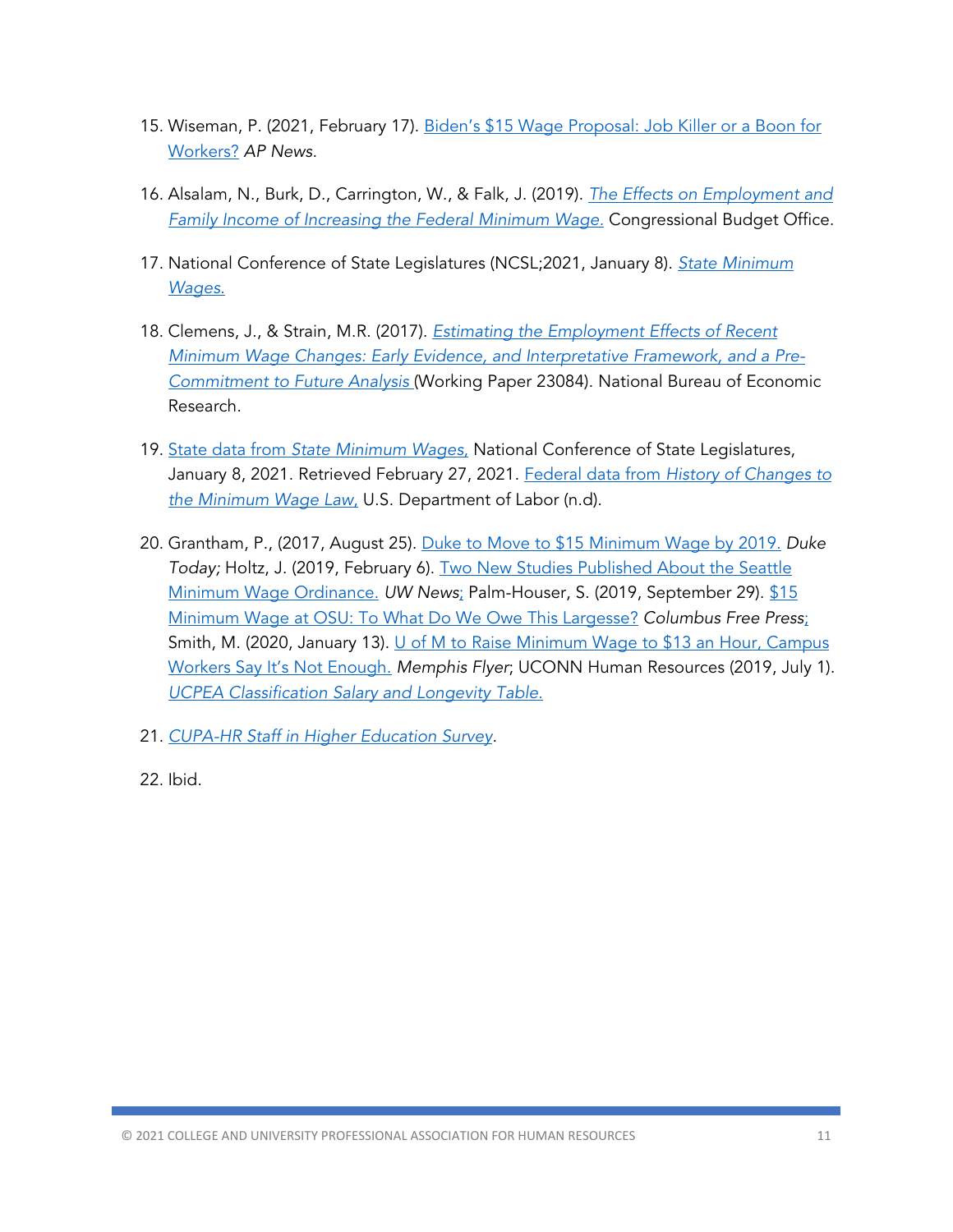15. Wiseman, P. (2021, February 17). Biden's $15 Wage Proposal: Job Killer or a Boon for Workers? *AP News.*

16. Alsalam, N., Burk, D., Carrington, W., & Falk, J. (2019). *The Effects on Employment and Family Income of Increasing the Federal Minimum Wage.* Congressional Budget Office.

17. National Conference of State Legislatures (NCSL;2021, January 8). *State Minimum Wages.*

18. Clemens, J., & Strain, M.R. (2017). *Estimating the Employment Effects of Recent Minimum Wage Changes: Early Evidence, and Interpretative Framework, and a Pre-Commitment to Future Analysis* (Working Paper 23084). National Bureau of Economic Research.

19. State data from *State Minimum Wages,* National Conference of State Legislatures, January 8, 2021. Retrieved February 27, 2021. Federal data from *History of Changes to the Minimum Wage Law,* U.S. Department of Labor (n.d).

20. Grantham, P., (2017, August 25). Duke to Move to $15 Minimum Wage by 2019. *Duke Today;* Holtz, J. (2019, February 6). Two New Studies Published About the Seattle Minimum Wage Ordinance. *UW News*; Palm-Houser, S. (2019, September 29). $15 Minimum Wage at OSU: To What Do We Owe This Largesse? *Columbus Free Press*; Smith, M. (2020, January 13). U of M to Raise Minimum Wage to $13 an Hour, Campus Workers Say It's Not Enough. *Memphis Flyer*; UCONN Human Resources (2019, July 1). *UCPEA Classification Salary and Longevity Table.*

21. *CUPA-HR Staff in Higher Education Survey*.

22. Ibid.